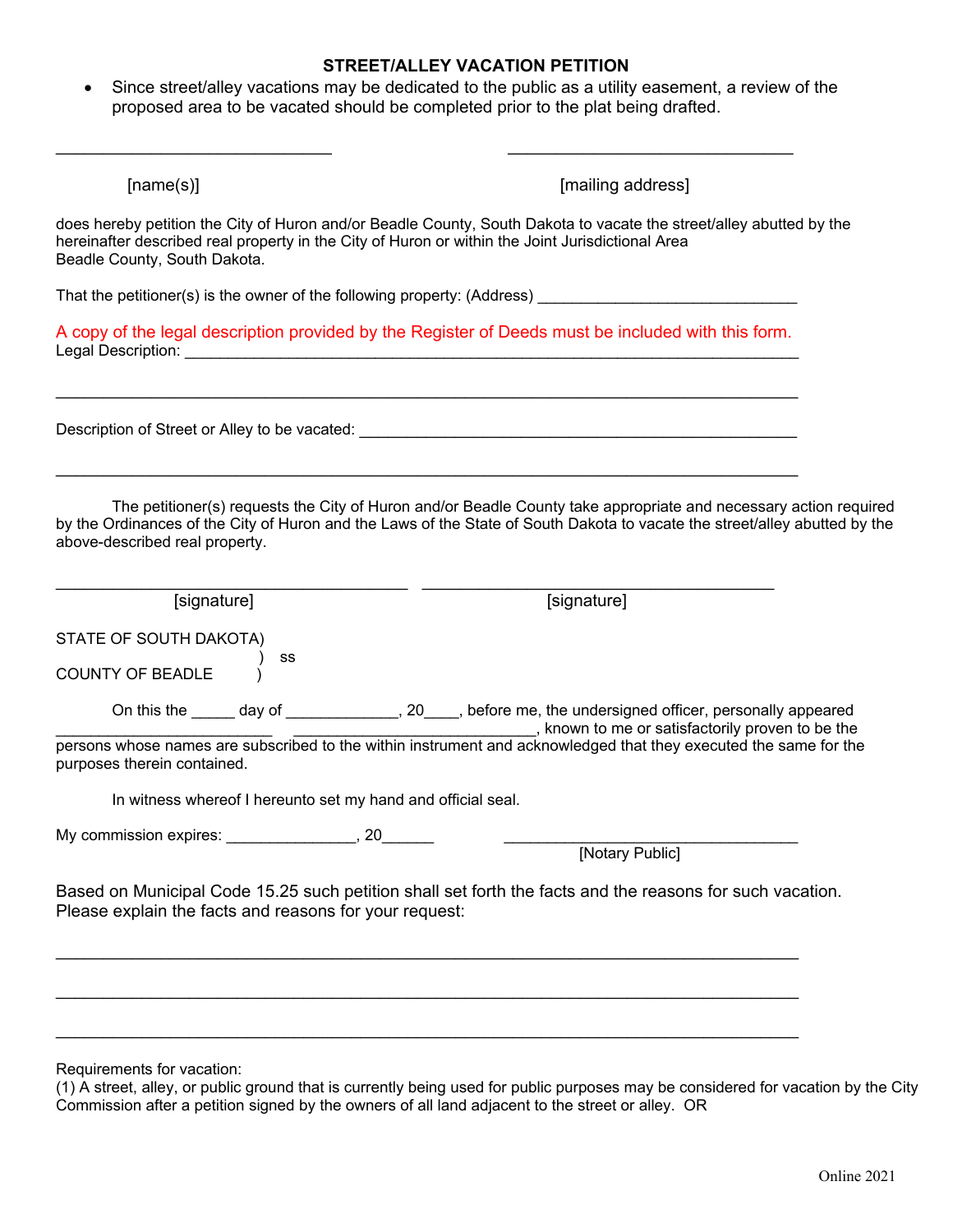## STREET/ALLEY VACATION PETITION

- Since street/alley vacations may be dedicated to the public as a utility easement, a review of the proposed area to be vacated should be completed prior to the plat being drafted.

______________________________ ______________________________

[name(s)] [mailing address]

does hereby petition the City of Huron and/or Beadle County, South Dakota to vacate the street/alley abutted by the hereinafter described real property in the City of Huron or within the Joint Jurisdictional Area Beadle County, South Dakota.

That the petitioner(s) is the owner of the following property: (Address) ______________________________

A copy of the legal description provided by the Register of Deeds must be included with this form.

Legal Description: ______________________________________________________________________

__________________________________________________________________________________

Description of Street or Alley to be vacated: __________________________________________________

__________________________________________________________________________________

The petitioner(s) requests the City of Huron and/or Beadle County take appropriate and necessary action required by the Ordinances of the City of Huron and the Laws of the State of South Dakota to vacate the street/alley abutted by the above-described real property.

______________________________________ ______________________________________

[signature] [signature]

STATE OF SOUTH DAKOTA)
) ss
COUNTY OF BEADLE )

On this the _____ day of _____________, 20____, before me, the undersigned officer, personally appeared ________________________ ____________________________, known to me or satisfactorily proven to be the persons whose names are subscribed to the within instrument and acknowledged that they executed the same for the purposes therein contained.

In witness whereof I hereunto set my hand and official seal.

My commission expires: _______________, 20______ ________________________________

[Notary Public]

Based on Municipal Code 15.25 such petition shall set forth the facts and the reasons for such vacation. Please explain the facts and reasons for your request:

__________________________________________________________________________________

__________________________________________________________________________________

__________________________________________________________________________________

Requirements for vacation:
(1) A street, alley, or public ground that is currently being used for public purposes may be considered for vacation by the City Commission after a petition signed by the owners of all land adjacent to the street or alley. OR

Online 2021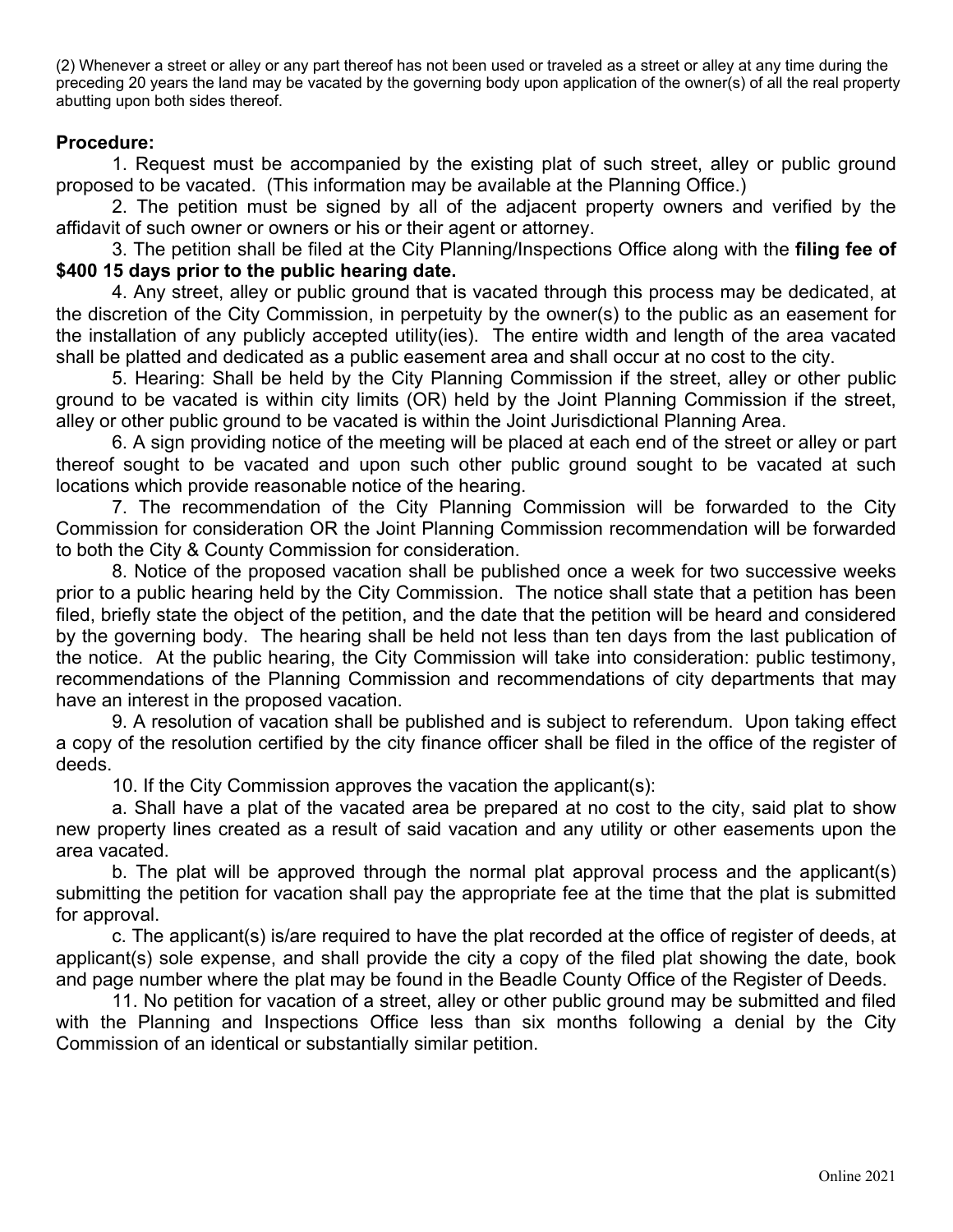(2) Whenever a street or alley or any part thereof has not been used or traveled as a street or alley at any time during the preceding 20 years the land may be vacated by the governing body upon application of the owner(s) of all the real property abutting upon both sides thereof.

**Procedure:**

1. Request must be accompanied by the existing plat of such street, alley or public ground proposed to be vacated. (This information may be available at the Planning Office.)

2. The petition must be signed by all of the adjacent property owners and verified by the affidavit of such owner or owners or his or their agent or attorney.

3. The petition shall be filed at the City Planning/Inspections Office along with the **filing fee of $400 15 days prior to the public hearing date.**

4. Any street, alley or public ground that is vacated through this process may be dedicated, at the discretion of the City Commission, in perpetuity by the owner(s) to the public as an easement for the installation of any publicly accepted utility(ies). The entire width and length of the area vacated shall be platted and dedicated as a public easement area and shall occur at no cost to the city.

5. Hearing: Shall be held by the City Planning Commission if the street, alley or other public ground to be vacated is within city limits (OR) held by the Joint Planning Commission if the street, alley or other public ground to be vacated is within the Joint Jurisdictional Planning Area.

6. A sign providing notice of the meeting will be placed at each end of the street or alley or part thereof sought to be vacated and upon such other public ground sought to be vacated at such locations which provide reasonable notice of the hearing.

7. The recommendation of the City Planning Commission will be forwarded to the City Commission for consideration OR the Joint Planning Commission recommendation will be forwarded to both the City & County Commission for consideration.

8. Notice of the proposed vacation shall be published once a week for two successive weeks prior to a public hearing held by the City Commission. The notice shall state that a petition has been filed, briefly state the object of the petition, and the date that the petition will be heard and considered by the governing body. The hearing shall be held not less than ten days from the last publication of the notice. At the public hearing, the City Commission will take into consideration: public testimony, recommendations of the Planning Commission and recommendations of city departments that may have an interest in the proposed vacation.

9. A resolution of vacation shall be published and is subject to referendum. Upon taking effect a copy of the resolution certified by the city finance officer shall be filed in the office of the register of deeds.

10. If the City Commission approves the vacation the applicant(s):

a. Shall have a plat of the vacated area be prepared at no cost to the city, said plat to show new property lines created as a result of said vacation and any utility or other easements upon the area vacated.

b. The plat will be approved through the normal plat approval process and the applicant(s) submitting the petition for vacation shall pay the appropriate fee at the time that the plat is submitted for approval.

c. The applicant(s) is/are required to have the plat recorded at the office of register of deeds, at applicant(s) sole expense, and shall provide the city a copy of the filed plat showing the date, book and page number where the plat may be found in the Beadle County Office of the Register of Deeds.

11. No petition for vacation of a street, alley or other public ground may be submitted and filed with the Planning and Inspections Office less than six months following a denial by the City Commission of an identical or substantially similar petition.

Online 2021